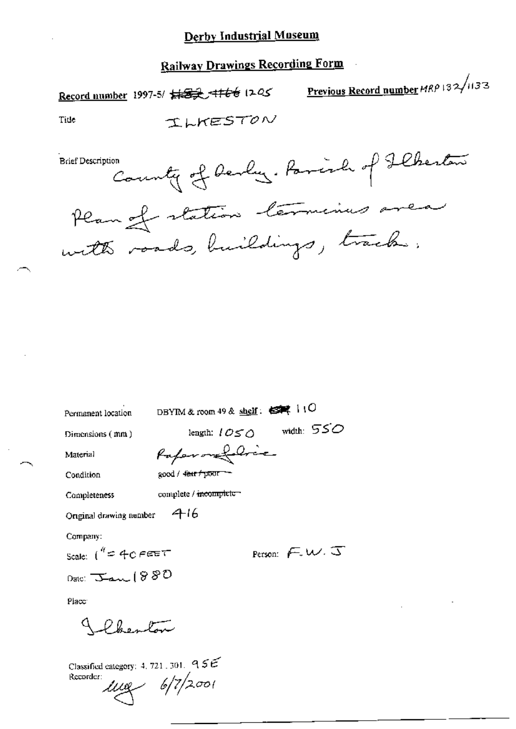# Derby Industrial Museum

## Railway Drawings Recording Form

**Record number** 1997-5/ ~~1182~~ ~~1166~~ 1205 **Previous Record number** MRP 132/1133

Title ILKESTON

Brief Description County of Derby. Parish of Ilkeston

Plan of station terminus area with roads, buildings, track.

Permanent location DBYIM & room 49 & **shelf**: ~~C3~~ 110

Dimensions (mm) length: 1050 width: 550

Material Paper on fabric

Condition good / ~~fair / poor~~

Completeness complete / ~~incomplete~~

Original drawing number 416

Company:

Scale: 1" = 40 FEET Person: F.W.J

Date: Jan 1880

Place:

Ilkeston

Classified category: 4. 721. 301. 95E

Recorder: mg 6/7/2001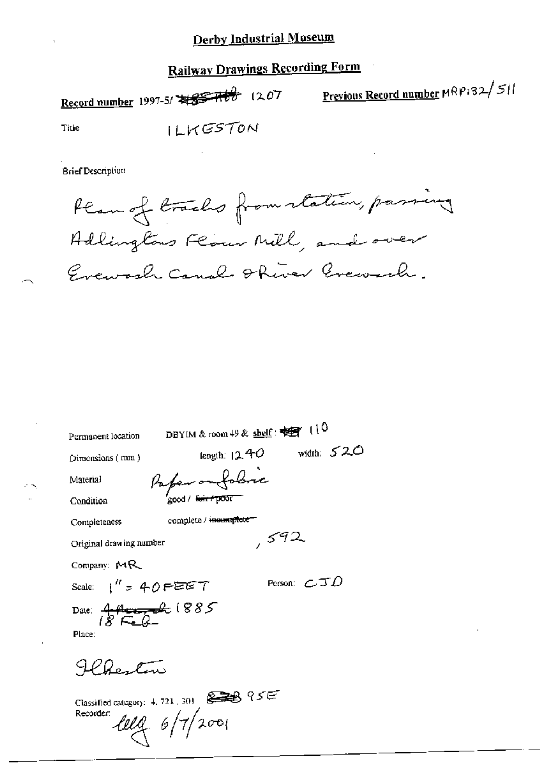# Derby Industrial Museum

## Railway Drawings Recording Form

**Record number** 1997-5/ ~~#85 H60~~ 1207 **Previous Record number** MRP132/511

Title ILKESTON

Brief Description

Plan of tracks from station, passing Adlingtons Flour Mill, and over Erewash Canal & River Erewash.

Permanent location DBYIM & room 49 & shelf : ~~##~~ 110

Dimensions (mm) length: 1240 width: 520

Material Paper on fabric

Condition good / ~~fair / poor~~

Completeness complete / ~~incomplete~~

Original drawing number , 592

Company: MR

Scale: 1" = 40 FEET Person: CJD

Date: ~~4 March~~ 18 Feb 1885

Place:

Ilkeston

Classified category: 4. 721. 301 ~~###~~ 95E

Recorder: lllg 6/7/2001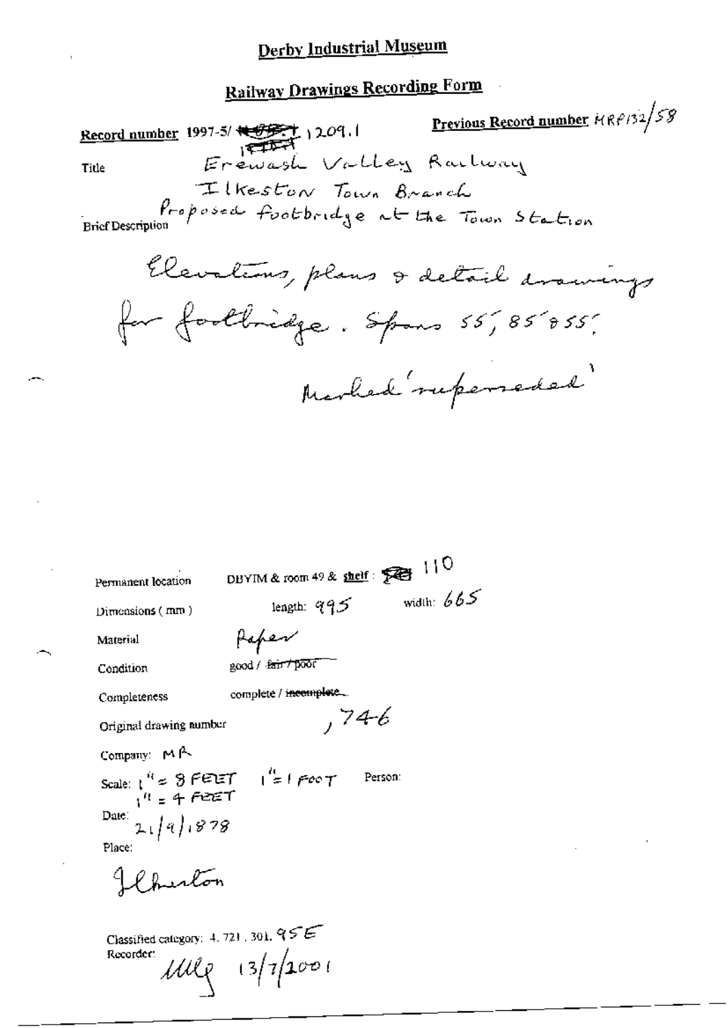# Derby Industrial Museum

## Railway Drawings Recording Form

**Record number** 1997-5/ ~~1???~~ 1209.1

**Previous Record number** MRP132/58

Title: Erewash Valley Railway
Ilkeston Town Branch

Brief Description: Proposed footbridge at the Town Station

Elevations, plans & detail drawings for footbridge. Spans 55', 85' & 55'.

Marked 'superseded'

Permanent location: DBYIM & room 49 & **shelf**: 110

Dimensions (mm): length: 995 width: 665

Material: Paper

Condition: good / ~~fair / poor~~

Completeness: complete / ~~incomplete~~

Original drawing number: ,746

Company: MR

Scale: 1" = 8 FEET 1" = 1 FOOT 1" = 4 FEET

Person:

Date: 21/9/1878

Place:

Ilkeston

Classified category: 4. 721. 301. 95E

Recorder: MLP 13/7/2001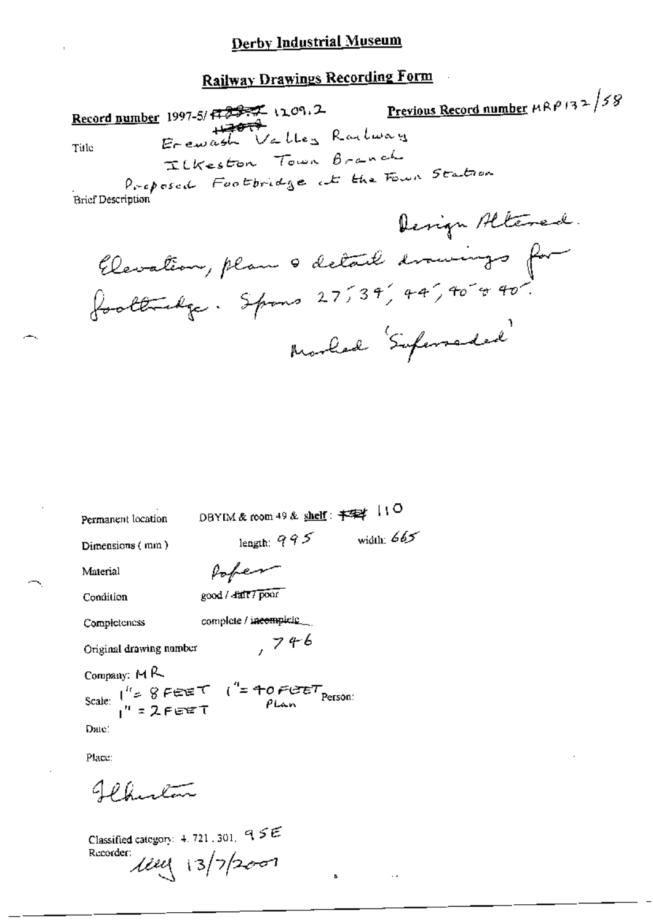# Derby Industrial Museum

## Railway Drawings Recording Form

**Record number** 1997-5/~~1209.2~~ 1209.2 **Previous Record number** MRP132/58

Title: Erewash Valley Railway
Ilkeston Town Branch
Proposed Footbridge at the Town Station

Brief Description

Design Altered.
Elevation, plan & detail drawings for footbridge. Spans 27', 39', 44', 40' & 40'.
Marked 'Superseded'

Permanent location: DBYIM & room 49 & shelf: 110

Dimensions (mm): length: 995 width: 665

Material: Paper

Condition: good / ~~fair / poor~~

Completeness: complete / ~~incomplete~~

Original drawing number: 746

Company: MR

Scale: 1" = 8 FEET 1" = 40 FEET Plan
1" = 2 FEET

Person:

Date:

Place:

Ilkeston

Classified category: 4.721.301. 95E

Recorder: 13/7/2001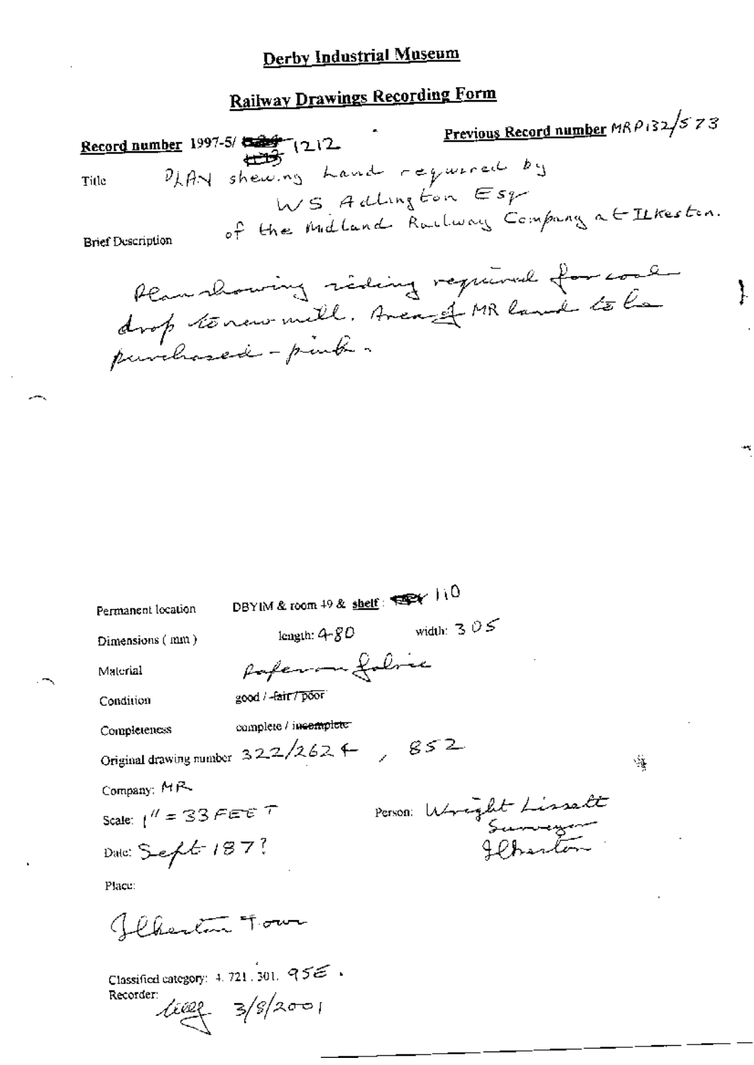# Derby Industrial Museum

## Railway Drawings Recording Form

**Record number** 1997-5/ ~~1209~~ 1212

**Previous Record number** MRP132/573

Title: PLAN shewing Land required by WS Adlington Esqr of the Midland Railway Company at Ilkeston.

Brief Description

Plan showing siding required for coal drop to new mill. Area of MR land to be purchased - pink.

Permanent location: DBYIM & room 49 & shelf: ~~~~ 110

Dimensions (mm): length: 480 width: 305

Material: paper on fabric

Condition: good / ~~fair / poor~~

Completeness: complete / ~~incomplete~~

Original drawing number: 322/2624, 852

Company: MR

Scale: 1" = 33 FEET

Person: Wright Lissett Surveyor Ilkeston

Date: Sept 187?

Place:

Ilkeston Town

Classified category: 4. 721. 301. 95E.

Recorder: [signature] 3/8/2001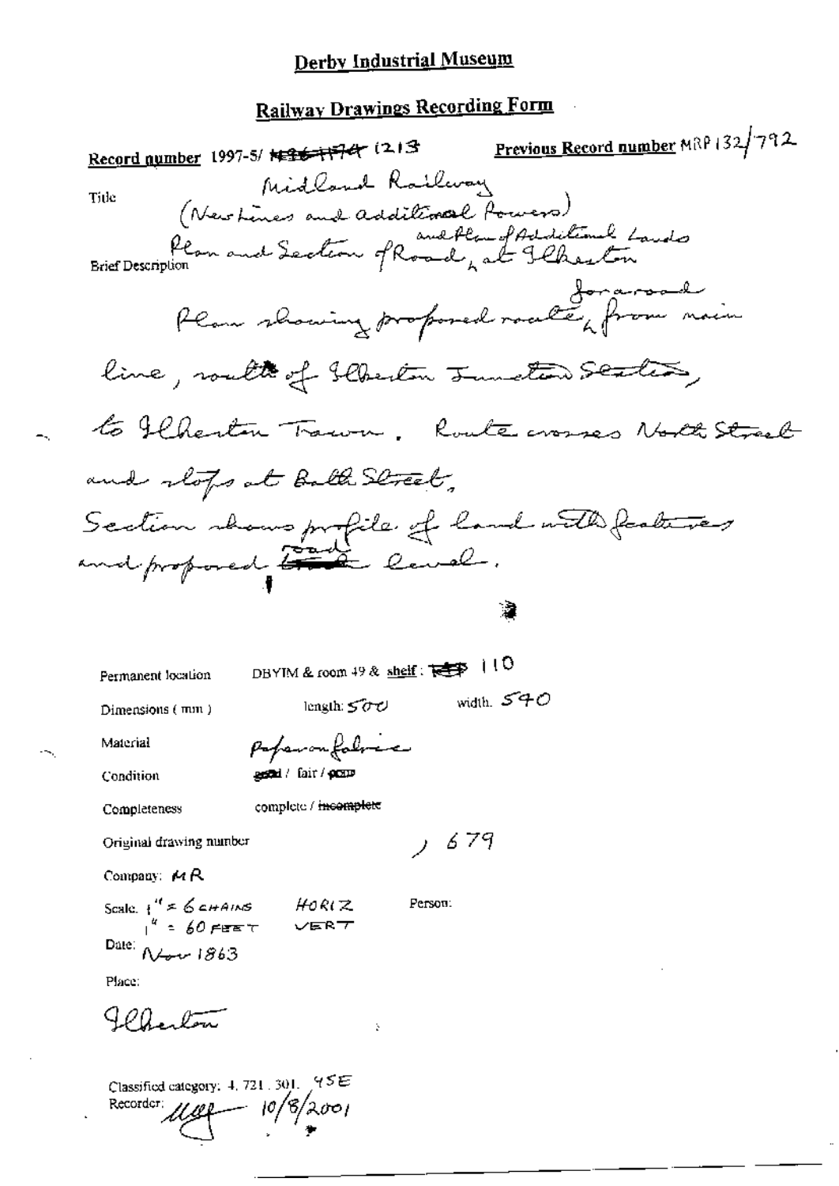# Derby Industrial Museum

## Railway Drawings Recording Form

**Record number** 1997-5/ ~~1496-1174~~ 1213 **Previous Record number** MRP 132/792

Title: Midland Railway (New Lines and additional Powers)

Brief Description: Plan and Section of Road, and Plan of Additional Lands at Ilkeston

Plan showing proposed route for a road from main line, south of Ilkeston Junction Station, to Ilkeston Town. Route crosses North Street and stops at Bath Street.
Section shows profile of land with features and proposed road level.

Permanent location: DBYIM & room 49 & shelf: ~~TEP~~ 110

Dimensions (mm): length: 500 width: 540

Material: Paper on fabric

Condition: ~~good~~ / fair / ~~poor~~

Completeness: complete / ~~incomplete~~

Original drawing number: / 679

Company: MR

Scale: 1" = 6 CHAINS HORIZ
1" = 60 FEET VERT

Person:

Date: Nov 1863

Place:

Ilkeston

Classified category: 4.721.301. 45E

Recorder: [signature] 10/8/2001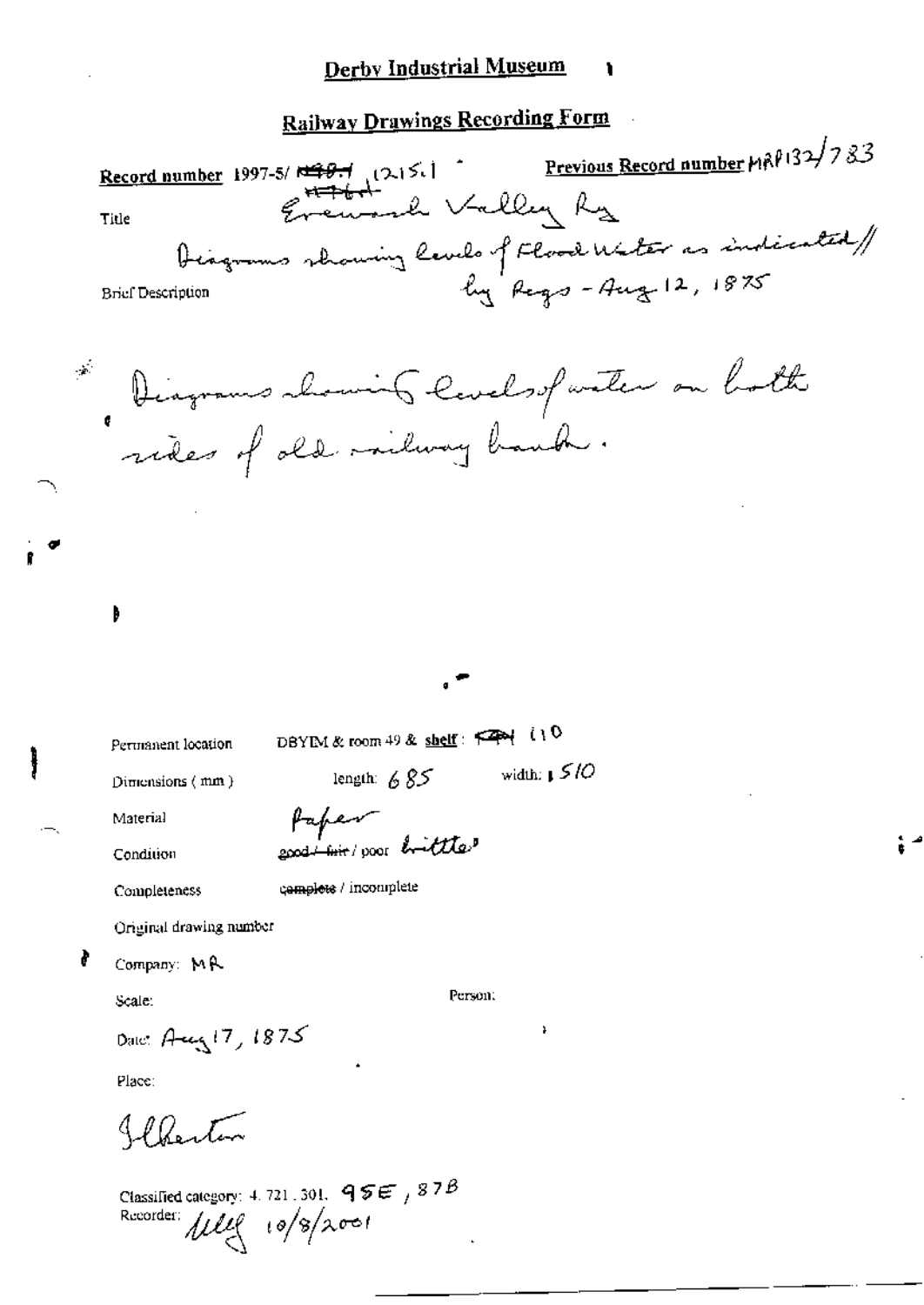# Derby Industrial Museum

## Railway Drawings Recording Form

**Record number** 1997-5/ ~~1491~~ 12151 ~~1491~~ **Previous Record number** MRP132/783

Title Erewash Valley Ry

Diagrams showing levels of Flood Water as indicated// by Regs - Aug 12, 1875

Brief Description

Diagrams showing levels of water on both sides of old railway bank.

Permanent location DBYIM & room 49 & shelf : ~~~~ 110

Dimensions ( mm ) length: 685 width: 510

Material Paper

Condition ~~good~~ / ~~fair~~ / poor brittle

Completeness ~~complete~~ / incomplete

Original drawing number

Company: MR

Scale: Person:

Date: Aug 17, 1875

Place:

Ilkeston

Classified category: 4. 721. 301. 95E, 87B

Recorder: *[initials]* 10/8/2001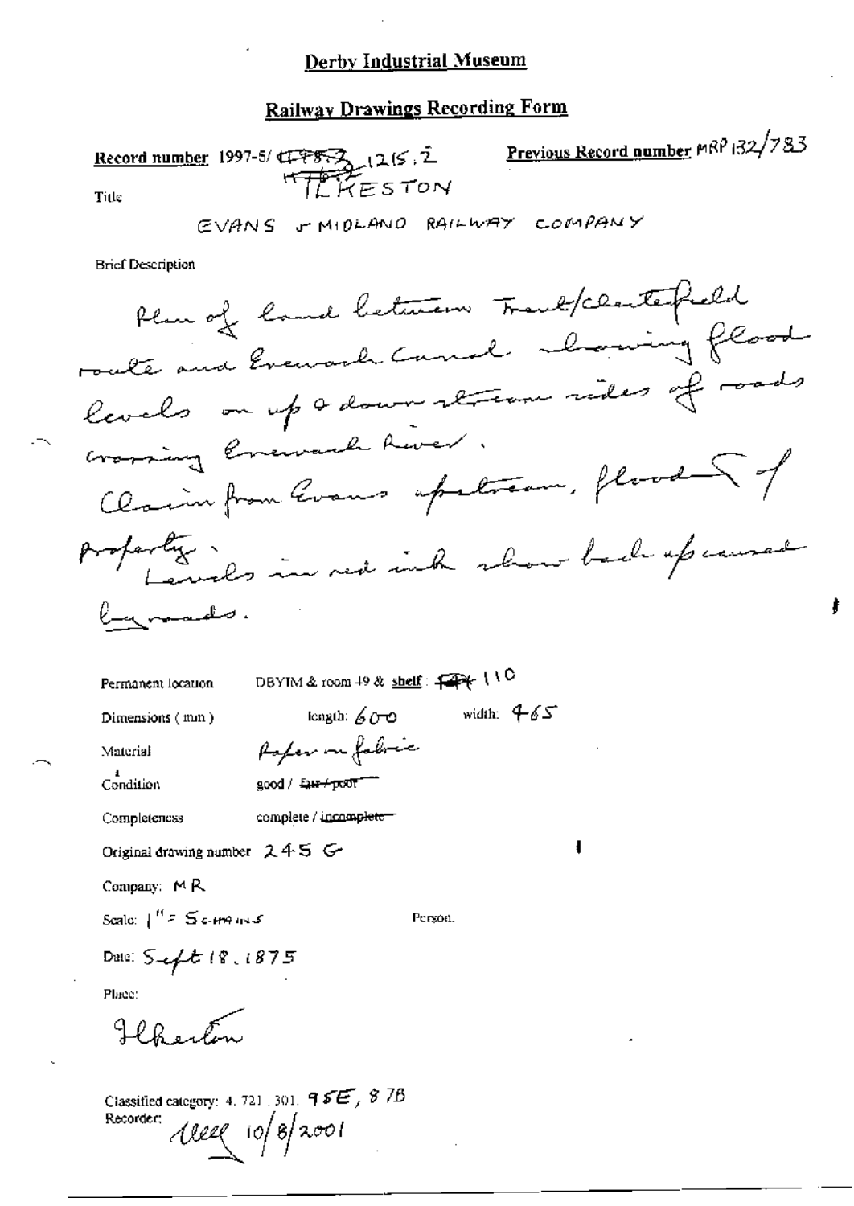# Derby Industrial Museum

## Railway Drawings Recording Form

**Record number** 1997-5/ ~~1785.2~~ 1215.2 **Previous Record number** MRP 132/783

Title ILKESTON

EVANS v MIDLAND RAILWAY COMPANY

Brief Description

Plan of land between Trent/Chesterfield route and Erewash Canal showing flood levels on up & down stream sides of roads crossing Erewash River.
Claim from Evans upstream, flood of property. Levels in red ink show back up caused by roads.

Permanent location DBYIM & room 49 & shelf: ~~F4~~ 110

Dimensions (mm) length: 600 width: 465

Material Paper on fabric

Condition good / ~~fair / poor~~

Completeness complete / ~~incomplete~~

Original drawing number 245 G

Company: MR

Scale: 1" = 5 chains Person.

Date: Sept 18. 1875

Place:

Ilkeston

Classified category: 4. 721. 301. 95E, 87B

Recorder: ~~illegible~~ 10/8/2001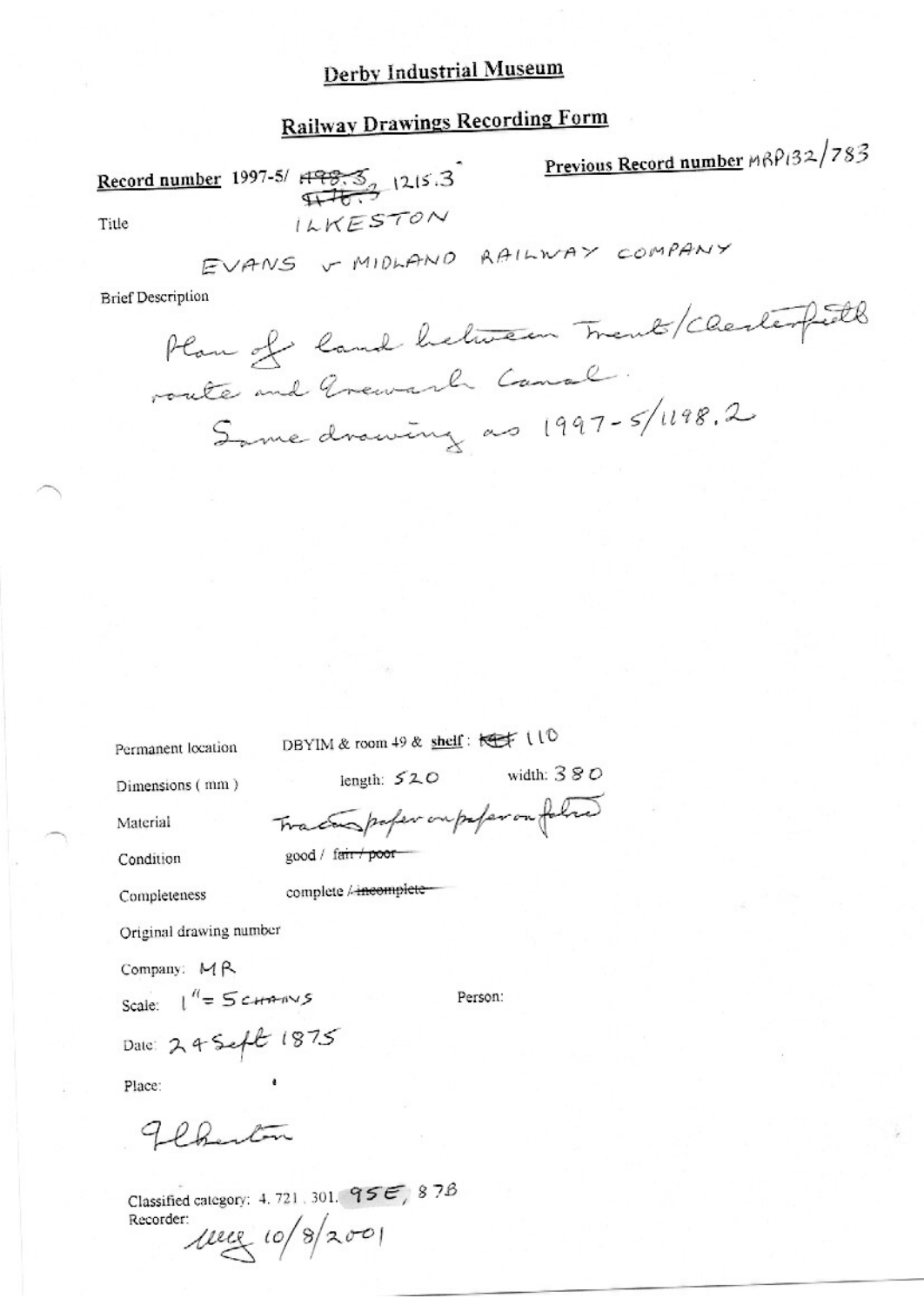# Derby Industrial Museum

## Railway Drawings Recording Form

**Record number** 1997-5/ ~~498.3~~ ~~1176.3~~ 1215.3

**Previous Record number** MRP132/783

Title ILKESTON

EVANS v MIDLAND RAILWAY COMPANY

Brief Description

Plan of land between Trent/Chesterfield route and Erewash Canal.
Same drawing as 1997-5/1198.2

Permanent location DBYIM & room 49 & shelf: ~~K&F~~ 110

Dimensions (mm) length: 520 width: 380

Material Tracing paper on paper on fabric

Condition good / ~~fair / poor~~

Completeness complete / ~~incomplete~~

Original drawing number

Company: MR

Scale: 1" = 5 CHAINS

Person:

Date: 24 Sept 1875

Place:

Ilkeston

Classified category: 4. 721. 301. 95E, 87B

Recorder: 10/8/2001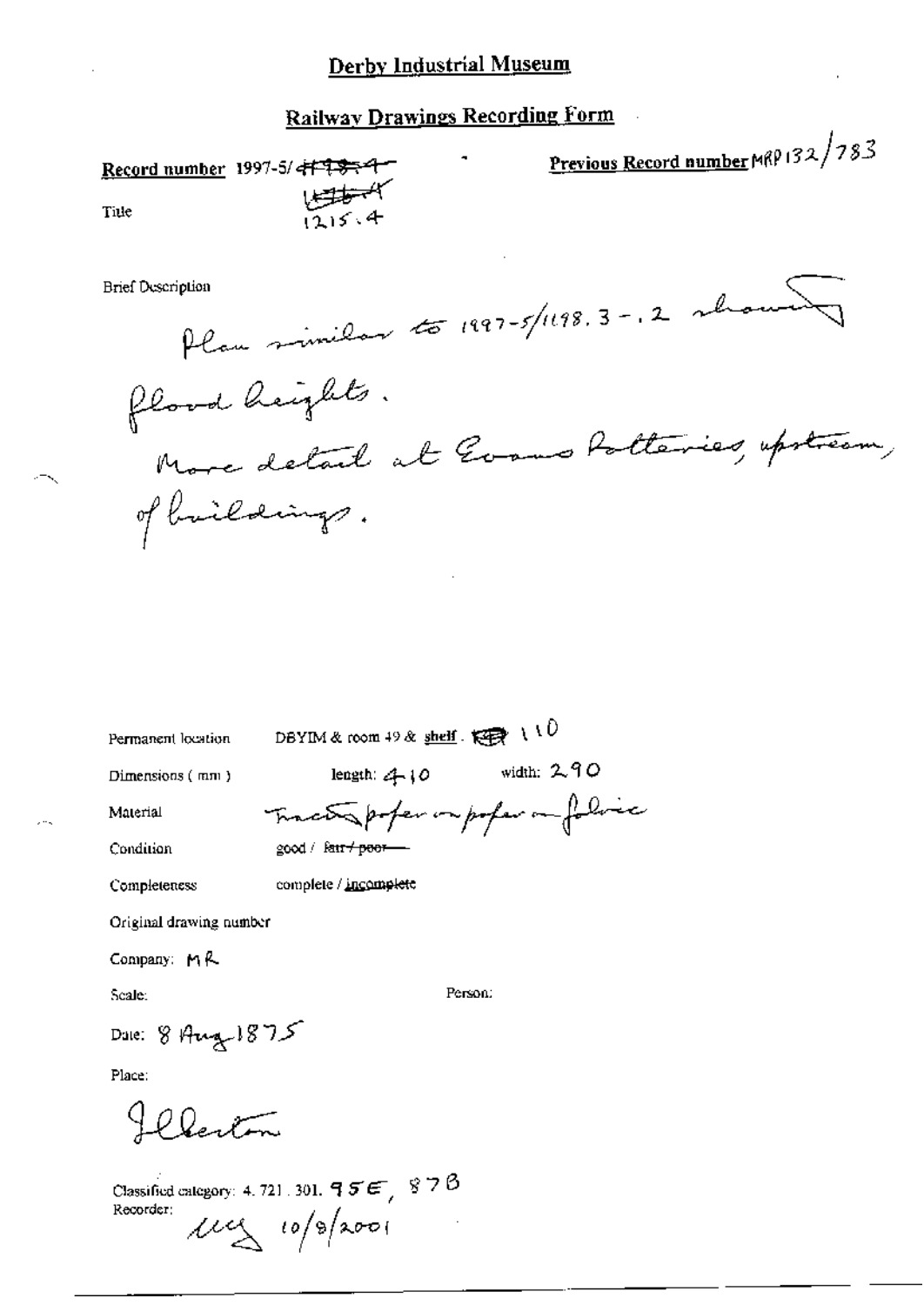# Derby Industrial Museum

## Railway Drawings Recording Form

**Record number** 1997-5/~~1195.4~~ ~~1196.4~~ 1215.4

**Previous Record number** MRP 132/783

Title

Brief Description

Plan similar to 1997-5/1198.3 -.2 showing flood heights.
More detail at Evans Potteries, upstream, of buildings.

Permanent location: DBYIM & room 49 & shelf: 110

Dimensions (mm): length: 410 width: 290

Material: Tracing paper on paper on fabric

Condition: good / ~~fair / poor~~

Completeness: complete / incomplete

Original drawing number

Company: MR

Scale:

Person:

Date: 8 Aug 1875

Place:

Ilkeston

Classified category: 4. 721. 301. 95E, 87B

Recorder: 10/9/2001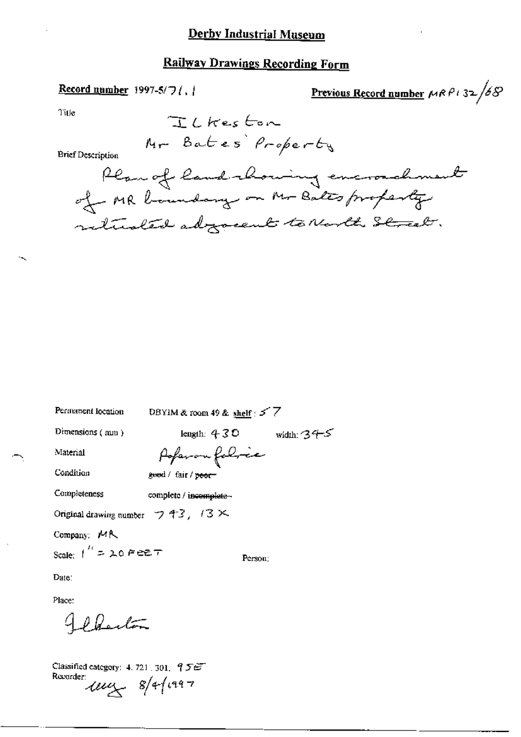# Derby Industrial Museum

## Railway Drawings Recording Form

**Record number** 1997-5/71.1

**Previous Record number** MRP132/68

Title

Ilkeston
Mr Bates' Property

Brief Description

Plan of land showing encroachment of MR boundary on Mr Bates property situated adjacent to North Street.

Permanent location DBYIM & room 49 & shelf: 57

Dimensions (mm) length: 430 width: 345

Material Paper on fabric

Condition ~~good~~ / fair / ~~poor~~

Completeness complete / ~~incomplete~~

Original drawing number 743, 13X

Company: MR

Scale: 1" = 20 FEET

Person:

Date:

Place:

Ilkeston

Classified category: 4. 721. 301. 95E

Recorder: uuy 8/4/1997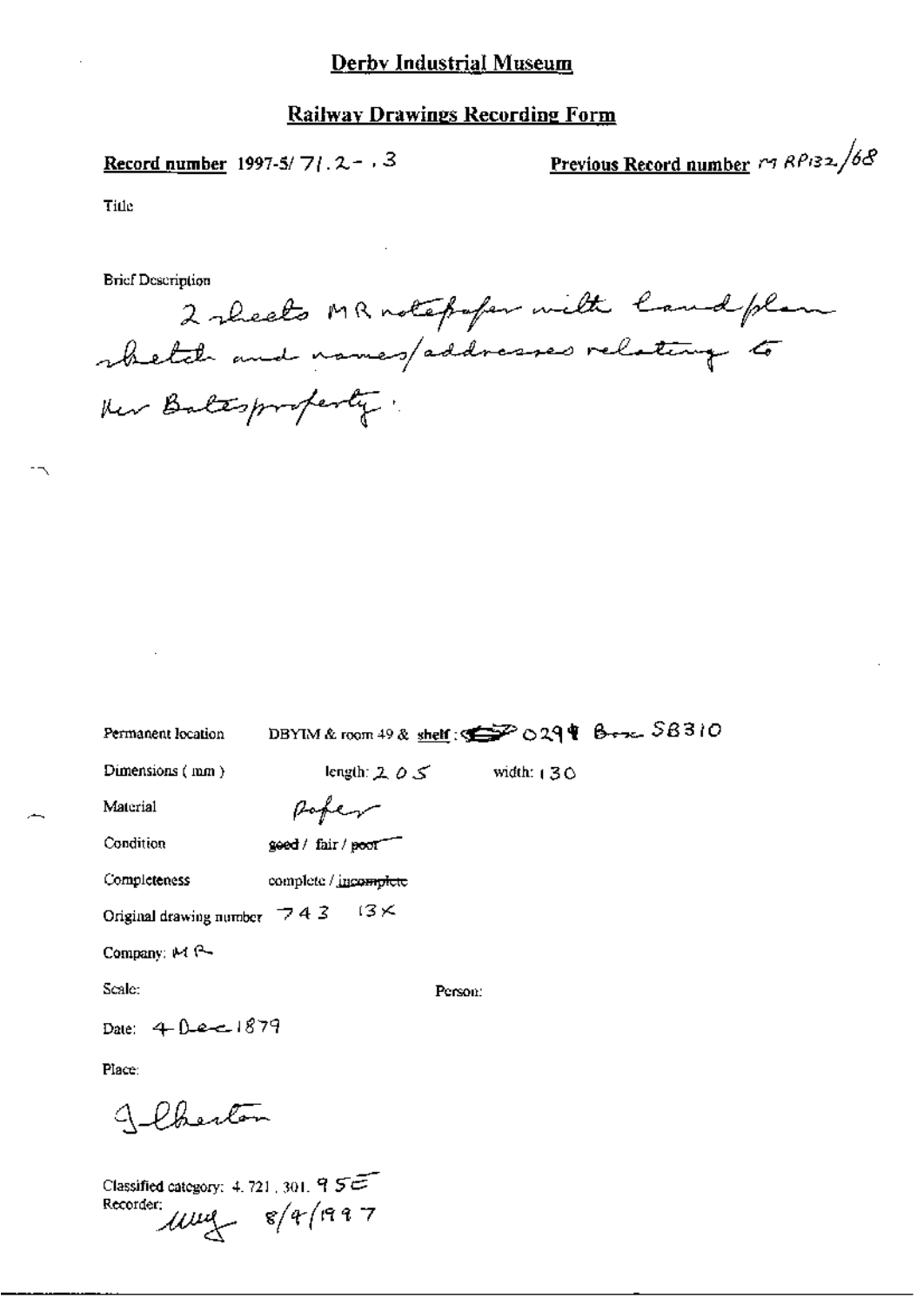# Derby Industrial Museum

## Railway Drawings Recording Form

**Record number** 1997-5/ 71.2 - .3

**Previous Record number** MRP132/68

Title

Brief Description

2 sheets MR notepaper with land plan sketch and names/addresses relating to Mr Bates property.

Permanent location DBYIM & room 49 & shelf: 0294 Box SB310

Dimensions (mm) length: 205 width: 130

Material Paper

Condition ~~good~~ / fair / ~~poor~~

Completeness complete / ~~incomplete~~

Original drawing number 743 13X

Company: MR

Scale:

Person:

Date: 4 Dec 1879

Place:

Ilkeston

Classified category: 4.721.301.95E

Recorder: [signature] 8/4/1997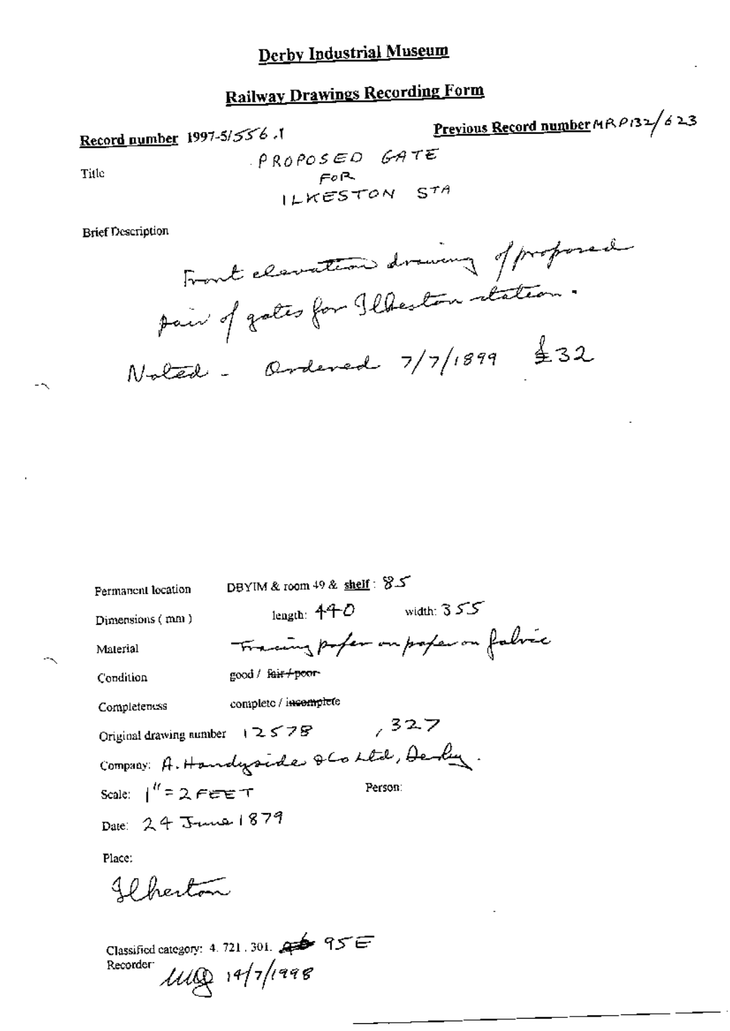# Derby Industrial Museum

## Railway Drawings Recording Form

**Record number** 1997-5/556.1

**Previous Record number** MRP132/623

Title

PROPOSED GATE
FOR
ILKESTON STA

Brief Description

Front elevation drawing of proposed pair of gates for Ilkeston station.

Noted - Ordered 7/7/1899 £32

Permanent location: DBYIM & room 49 & **shelf**: 85

Dimensions (mm): length: 440 width: 355

Material: Tracing paper on paper on fabric

Condition: good / ~~fair / poor~~

Completeness: complete / ~~incomplete~~

Original drawing number: 12578, 327

Company: A. Handyside & Co Ltd, Derby.

Scale: 1" = 2 FEET

Person:

Date: 24 June 1879

Place:

Ilkeston

Classified category: 4. 721. 301. ~~##~~ 95E

Recorder: MQ 14/7/1998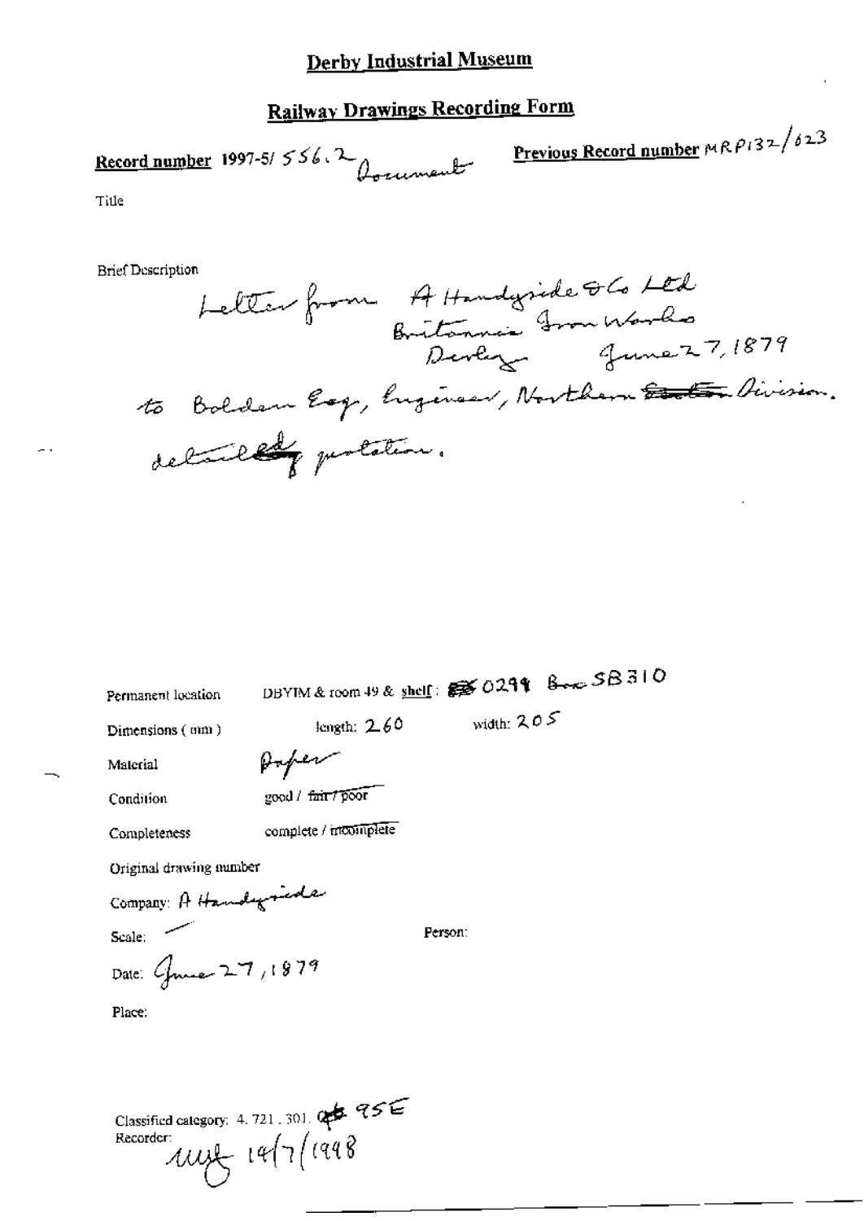# Derby Industrial Museum

## Railway Drawings Recording Form

**Record number** 1997-5/ 556.2 Document

**Previous Record number** MRP132/623

Title

Brief Description

Letter from A Handyside & Co Ltd Britannia Iron Works Derby June 27, 1879 to Bolden Esq, Engineer, Northern ~~Eastern~~ Division. detailed quotation.

Permanent location: DBYIM & room 49 & shelf: ~~ES~~ 0299 Box SB310

Dimensions (mm) length: 260 width: 205

Material: Paper

Condition: good / ~~fair / poor~~

Completeness: complete / ~~incomplete~~

Original drawing number

Company: A Handyside

Scale: —

Person:

Date: June 27, 1879

Place:

Classified category: 4.721.301. ~~95~~ 95E

Recorder: MJF 14/7/1998